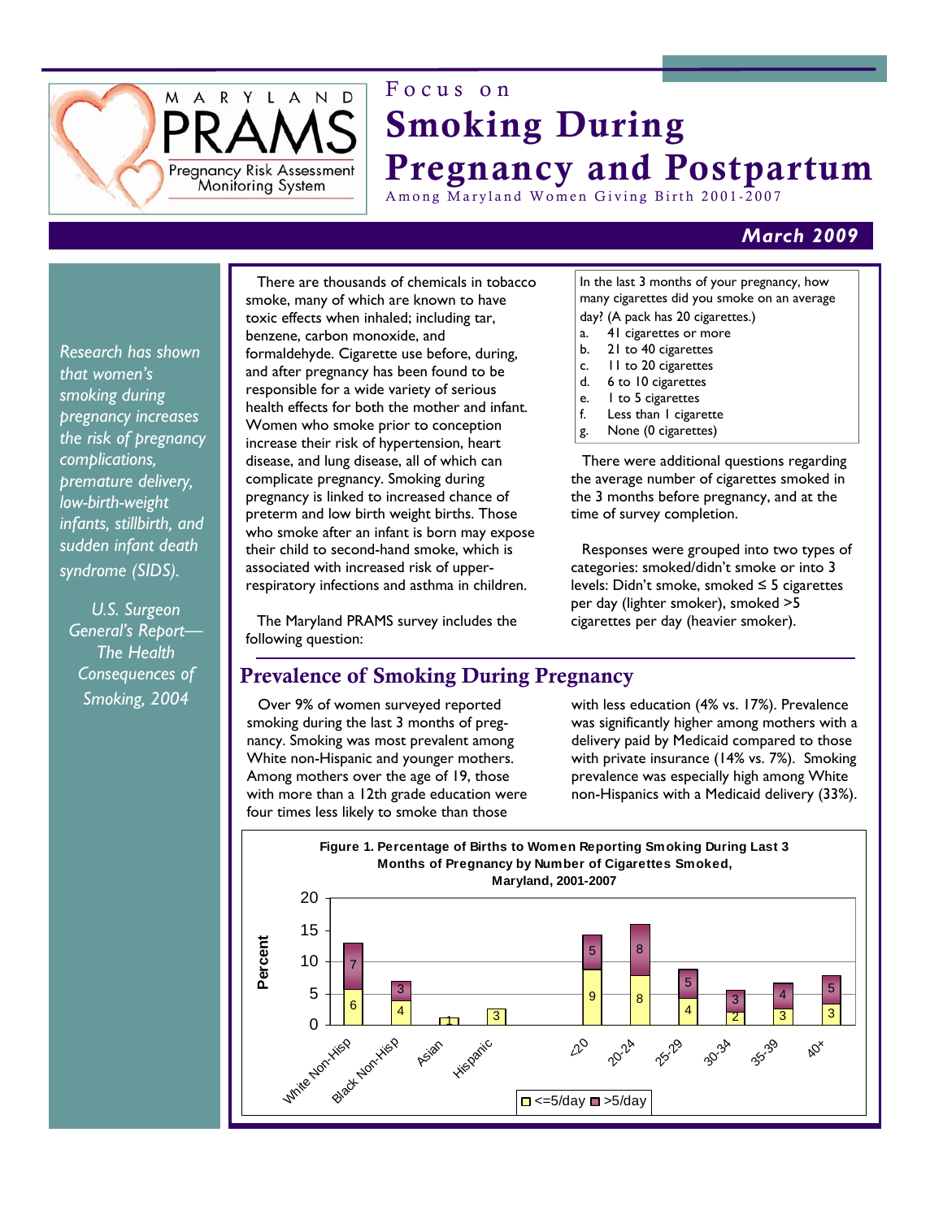MARYLAND PRAMS
Pregnancy Risk Assessment Monitoring System

Focus on

# Smoking During Pregnancy and Postpartum

Among Maryland Women Giving Birth 2001-2007

**March 2009**

*Research has shown that women's smoking during pregnancy increases the risk of pregnancy complications, premature delivery, low-birth-weight infants, stillbirth, and sudden infant death syndrome (SIDS).*

*U.S. Surgeon General's Report— The Health Consequences of Smoking, 2004*

There are thousands of chemicals in tobacco smoke, many of which are known to have toxic effects when inhaled; including tar, benzene, carbon monoxide, and formaldehyde. Cigarette use before, during, and after pregnancy has been found to be responsible for a wide variety of serious health effects for both the mother and infant. Women who smoke prior to conception increase their risk of hypertension, heart disease, and lung disease, all of which can complicate pregnancy. Smoking during pregnancy is linked to increased chance of preterm and low birth weight births. Those who smoke after an infant is born may expose their child to second-hand smoke, which is associated with increased risk of upper-respiratory infections and asthma in children.

The Maryland PRAMS survey includes the following question:

In the last 3 months of your pregnancy, how many cigarettes did you smoke on an average day? (A pack has 20 cigarettes.)

a. 41 cigarettes or more
b. 21 to 40 cigarettes
c. 11 to 20 cigarettes
d. 6 to 10 cigarettes
e. 1 to 5 cigarettes
f. Less than 1 cigarette
g. None (0 cigarettes)

There were additional questions regarding the average number of cigarettes smoked in the 3 months before pregnancy, and at the time of survey completion.

Responses were grouped into two types of categories: smoked/didn't smoke or into 3 levels: Didn't smoke, smoked ≤ 5 cigarettes per day (lighter smoker), smoked >5 cigarettes per day (heavier smoker).

## Prevalence of Smoking During Pregnancy

Over 9% of women surveyed reported smoking during the last 3 months of pregnancy. Smoking was most prevalent among White non-Hispanic and younger mothers. Among mothers over the age of 19, those with more than a 12th grade education were four times less likely to smoke than those with less education (4% vs. 17%). Prevalence was significantly higher among mothers with a delivery paid by Medicaid compared to those with private insurance (14% vs. 7%). Smoking prevalence was especially high among White non-Hispanics with a Medicaid delivery (33%).

**Figure 1. Percentage of Births to Women Reporting Smoking During Last 3 Months of Pregnancy by Number of Cigarettes Smoked, Maryland, 2001-2007**

| Group | <=5/day (%) | >5/day (%) |
|---|---|---|
| White Non-Hisp | 6 | 7 |
| Black Non-Hisp | 4 | 3 |
| Asian | 1 | |
| Hispanic | 3 | |
| <20 | 9 | 5 |
| 20-24 | 8 | 8 |
| 25-29 | 4 | 5 |
| 30-34 | 2 | 3 |
| 35-39 | 3 | 4 |
| 40+ | 3 | 5 |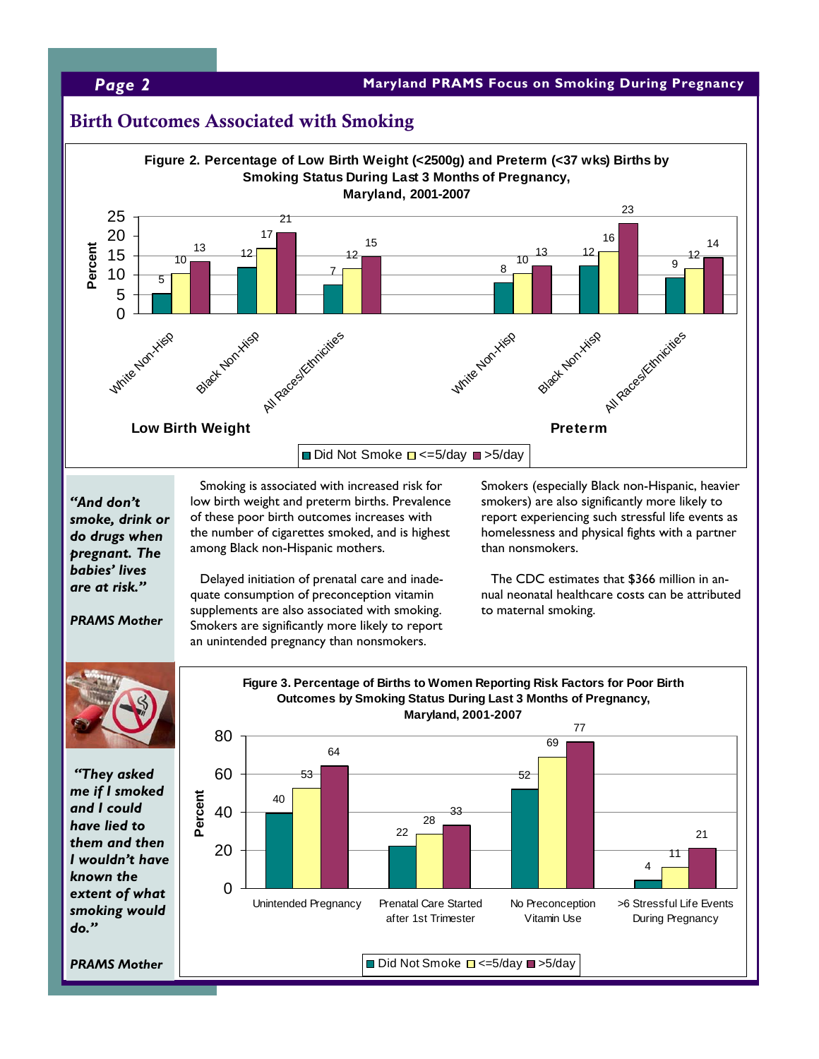## Birth Outcomes Associated with Smoking

**Figure 2. Percentage of Low Birth Weight (<2500g) and Preterm (<37 wks) Births by Smoking Status During Last 3 Months of Pregnancy, Maryland, 2001-2007**

| Outcome | Race/Ethnicity | Did Not Smoke | <=5/day | >5/day |
|---|---|---|---|---|
| Low Birth Weight | White Non-Hisp | 5 | 10 | 13 |
| Low Birth Weight | Black Non-Hisp | 12 | 17 | 21 |
| Low Birth Weight | All Races/Ethnicities | 7 | 12 | 15 |
| Preterm | White Non-Hisp | 8 | 10 | 13 |
| Preterm | Black Non-Hisp | 12 | 16 | 23 |
| Preterm | All Races/Ethnicities | 9 | 12 | 14 |

***"And don't smoke, drink or do drugs when pregnant. The babies' lives are at risk."***

***PRAMS Mother***

Smoking is associated with increased risk for low birth weight and preterm births. Prevalence of these poor birth outcomes increases with the number of cigarettes smoked, and is highest among Black non-Hispanic mothers.

Delayed initiation of prenatal care and inadequate consumption of preconception vitamin supplements are also associated with smoking. Smokers are significantly more likely to report an unintended pregnancy than nonsmokers.

Smokers (especially Black non-Hispanic, heavier smokers) are also significantly more likely to report experiencing such stressful life events as homelessness and physical fights with a partner than nonsmokers.

The CDC estimates that $366 million in annual neonatal healthcare costs can be attributed to maternal smoking.

***"They asked me if I smoked and I could have lied to them and then I wouldn't have known the extent of what smoking would do."***

***PRAMS Mother***

**Figure 3. Percentage of Births to Women Reporting Risk Factors for Poor Birth Outcomes by Smoking Status During Last 3 Months of Pregnancy, Maryland, 2001-2007**

| Risk Factor | Did Not Smoke | <=5/day | >5/day |
|---|---|---|---|
| Unintended Pregnancy | 40 | 53 | 64 |
| Prenatal Care Started after 1st Trimester | 22 | 28 | 33 |
| No Preconception Vitamin Use | 52 | 69 | 77 |
| >6 Stressful Life Events During Pregnancy | 4 | 11 | 21 |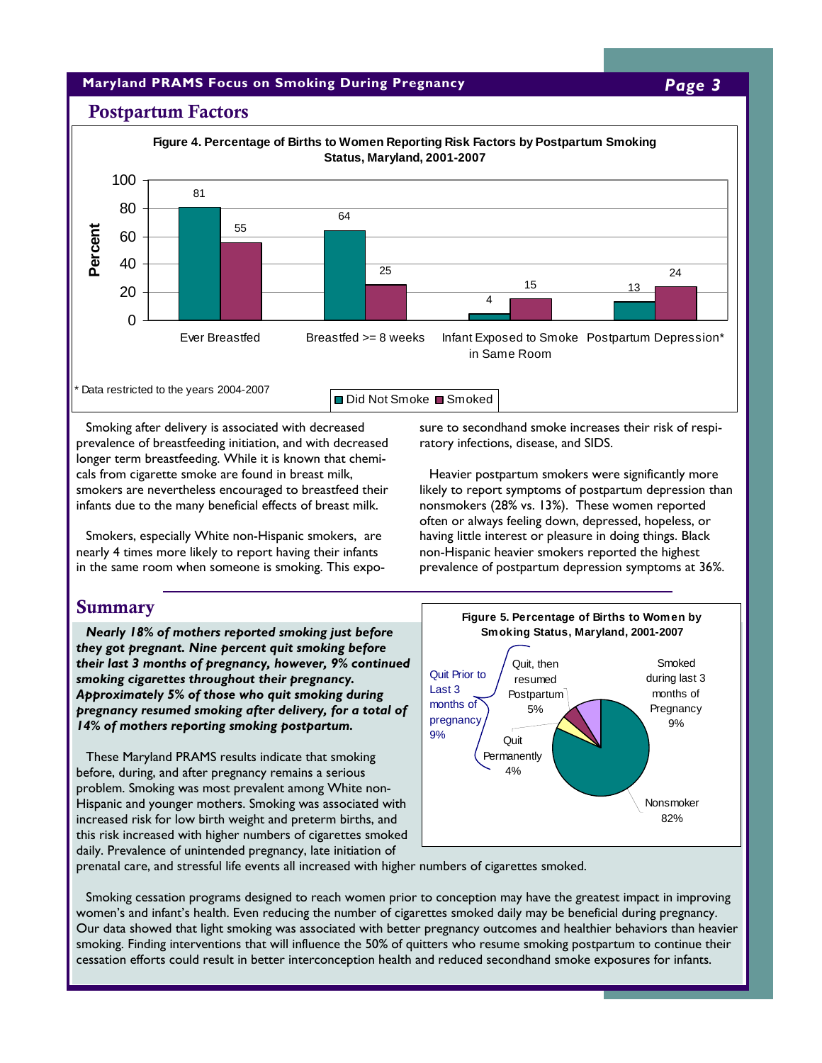## Postpartum Factors

**Figure 4. Percentage of Births to Women Reporting Risk Factors by Postpartum Smoking Status, Maryland, 2001-2007**

| | Did Not Smoke | Smoked |
|---|---|---|
| Ever Breastfed | 81 | 55 |
| Breastfed >= 8 weeks | 64 | 25 |
| Infant Exposed to Smoke in Same Room | 4 | 15 |
| Postpartum Depression* | 13 | 24 |

\* Data restricted to the years 2004-2007

Smoking after delivery is associated with decreased prevalence of breastfeeding initiation, and with decreased longer term breastfeeding. While it is known that chemicals from cigarette smoke are found in breast milk, smokers are nevertheless encouraged to breastfeed their infants due to the many beneficial effects of breast milk.

Smokers, especially White non-Hispanic smokers, are nearly 4 times more likely to report having their infants in the same room when someone is smoking. This exposure to secondhand smoke increases their risk of respiratory infections, disease, and SIDS.

Heavier postpartum smokers were significantly more likely to report symptoms of postpartum depression than nonsmokers (28% vs. 13%). These women reported often or always feeling down, depressed, hopeless, or having little interest or pleasure in doing things. Black non-Hispanic heavier smokers reported the highest prevalence of postpartum depression symptoms at 36%.

## Summary

***Nearly 18% of mothers reported smoking just before they got pregnant. Nine percent quit smoking before their last 3 months of pregnancy, however, 9% continued smoking cigarettes throughout their pregnancy. Approximately 5% of those who quit smoking during pregnancy resumed smoking after delivery, for a total of 14% of mothers reporting smoking postpartum.***

**Figure 5. Percentage of Births to Women by Smoking Status, Maryland, 2001-2007**

| Smoking Status | Percent |
|---|---|
| Nonsmoker | 82% |
| Smoked during last 3 months of Pregnancy | 9% |
| Quit Prior to Last 3 months of pregnancy: Quit, then resumed Postpartum | 5% |
| Quit Prior to Last 3 months of pregnancy: Quit Permanently | 4% |
| Quit Prior to Last 3 months of pregnancy (total) | 9% |

These Maryland PRAMS results indicate that smoking before, during, and after pregnancy remains a serious problem. Smoking was most prevalent among White non-Hispanic and younger mothers. Smoking was associated with increased risk for low birth weight and preterm births, and this risk increased with higher numbers of cigarettes smoked daily. Prevalence of unintended pregnancy, late initiation of prenatal care, and stressful life events all increased with higher numbers of cigarettes smoked.

Smoking cessation programs designed to reach women prior to conception may have the greatest impact in improving women's and infant's health. Even reducing the number of cigarettes smoked daily may be beneficial during pregnancy. Our data showed that light smoking was associated with better pregnancy outcomes and healthier behaviors than heavier smoking. Finding interventions that will influence the 50% of quitters who resume smoking postpartum to continue their cessation efforts could result in better interconception health and reduced secondhand smoke exposures for infants.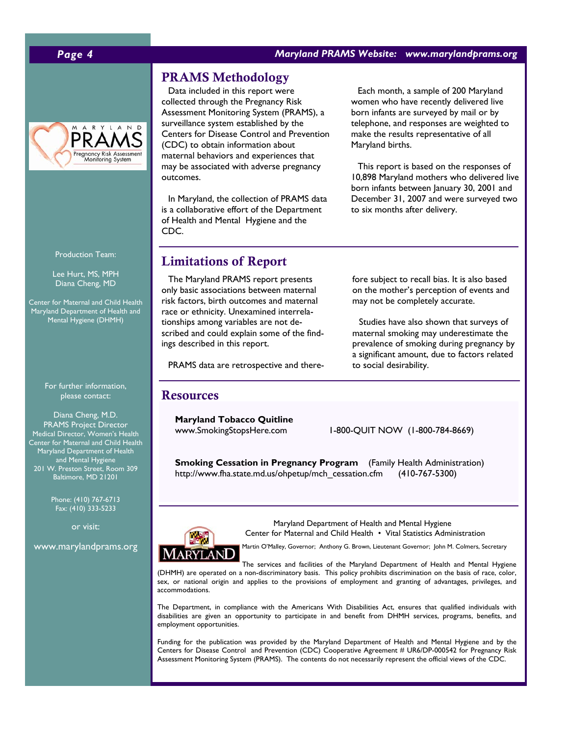## PRAMS Methodology

Data included in this report were collected through the Pregnancy Risk Assessment Monitoring System (PRAMS), a surveillance system established by the Centers for Disease Control and Prevention (CDC) to obtain information about maternal behaviors and experiences that may be associated with adverse pregnancy outcomes.

In Maryland, the collection of PRAMS data is a collaborative effort of the Department of Health and Mental Hygiene and the CDC.

Each month, a sample of 200 Maryland women who have recently delivered live born infants are surveyed by mail or by telephone, and responses are weighted to make the results representative of all Maryland births.

This report is based on the responses of 10,898 Maryland mothers who delivered live born infants between January 30, 2001 and December 31, 2007 and were surveyed two to six months after delivery.

## Limitations of Report

The Maryland PRAMS report presents only basic associations between maternal risk factors, birth outcomes and maternal race or ethnicity. Unexamined interrelationships among variables are not described and could explain some of the findings described in this report.

PRAMS data are retrospective and therefore subject to recall bias. It is also based on the mother's perception of events and may not be completely accurate.

Studies have also shown that surveys of maternal smoking may underestimate the prevalence of smoking during pregnancy by a significant amount, due to factors related to social desirability.

## Resources

**Maryland Tobacco Quitline**
www.SmokingStopsHere.com 1-800-QUIT NOW (1-800-784-8669)

**Smoking Cessation in Pregnancy Program** (Family Health Administration)
http://www.fha.state.md.us/ohpetup/mch_cessation.cfm (410-767-5300)

Production Team:

Lee Hurt, MS, MPH
Diana Cheng, MD

Center for Maternal and Child Health
Maryland Department of Health and Mental Hygiene (DHMH)

For further information, please contact:

Diana Cheng, M.D.
PRAMS Project Director
Medical Director, Women's Health
Center for Maternal and Child Health
Maryland Department of Health and Mental Hygiene
201 W. Preston Street, Room 309
Baltimore, MD 21201

Phone: (410) 767-6713
Fax: (410) 333-5233

or visit:

www.marylandprams.org

Maryland Department of Health and Mental Hygiene
Center for Maternal and Child Health • Vital Statistics Administration

Martin O'Malley, Governor; Anthony G. Brown, Lieutenant Governor; John M. Colmers, Secretary

The services and facilities of the Maryland Department of Health and Mental Hygiene (DHMH) are operated on a non-discriminatory basis. This policy prohibits discrimination on the basis of race, color, sex, or national origin and applies to the provisions of employment and granting of advantages, privileges, and accommodations.

The Department, in compliance with the Americans With Disabilities Act, ensures that qualified individuals with disabilities are given an opportunity to participate in and benefit from DHMH services, programs, benefits, and employment opportunities.

Funding for the publication was provided by the Maryland Department of Health and Mental Hygiene and by the Centers for Disease Control and Prevention (CDC) Cooperative Agreement # UR6/DP-000542 for Pregnancy Risk Assessment Monitoring System (PRAMS). The contents do not necessarily represent the official views of the CDC.